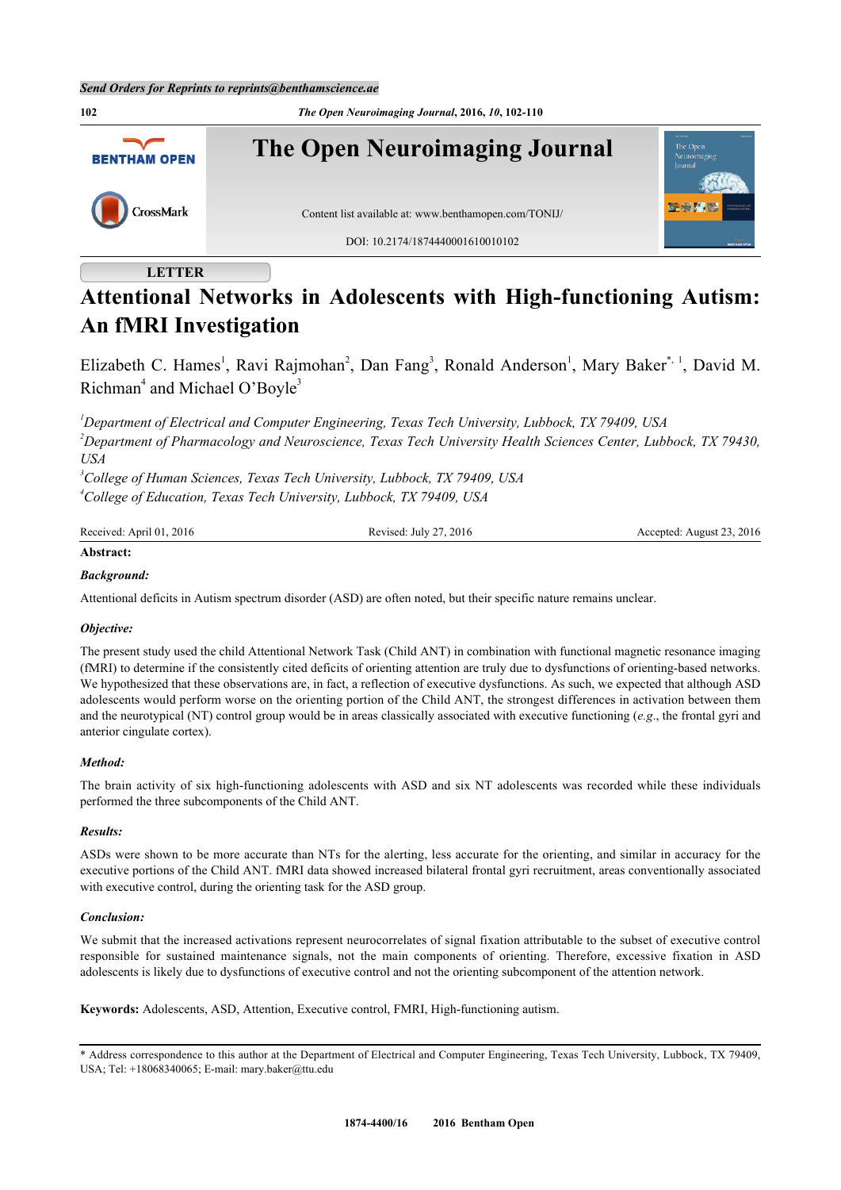Send Orders for Reprints to reprints@benthamscience.ae

LETTER

# Attentional Networks in Adolescents with High-functioning Autism: An fMRI Investigation

Elizabeth C. Hames[1], Ravi Rajmohan[2], Dan Fang[3], Ronald Anderson[1], Mary Baker[*,1], David M. Richman[4] and Michael O'Boyle[3]

[1]*Department of Electrical and Computer Engineering, Texas Tech University, Lubbock, TX 79409, USA*
[2]*Department of Pharmacology and Neuroscience, Texas Tech University Health Sciences Center, Lubbock, TX 79430, USA*
[3]*College of Human Sciences, Texas Tech University, Lubbock, TX 79409, USA*
[4]*College of Education, Texas Tech University, Lubbock, TX 79409, USA*

Received: April 01, 2016 Revised: July 27, 2016 Accepted: August 23, 2016

**Abstract:**

***Background:***

Attentional deficits in Autism spectrum disorder (ASD) are often noted, but their specific nature remains unclear.

***Objective:***

The present study used the child Attentional Network Task (Child ANT) in combination with functional magnetic resonance imaging (fMRI) to determine if the consistently cited deficits of orienting attention are truly due to dysfunctions of orienting-based networks. We hypothesized that these observations are, in fact, a reflection of executive dysfunctions. As such, we expected that although ASD adolescents would perform worse on the orienting portion of the Child ANT, the strongest differences in activation between them and the neurotypical (NT) control group would be in areas classically associated with executive functioning (*e.g.*, the frontal gyri and anterior cingulate cortex).

***Method:***

The brain activity of six high-functioning adolescents with ASD and six NT adolescents was recorded while these individuals performed the three subcomponents of the Child ANT.

***Results:***

ASDs were shown to be more accurate than NTs for the alerting, less accurate for the orienting, and similar in accuracy for the executive portions of the Child ANT. fMRI data showed increased bilateral frontal gyri recruitment, areas conventionally associated with executive control, during the orienting task for the ASD group.

***Conclusion:***

We submit that the increased activations represent neurocorrelates of signal fixation attributable to the subset of executive control responsible for sustained maintenance signals, not the main components of orienting. Therefore, excessive fixation in ASD adolescents is likely due to dysfunctions of executive control and not the orienting subcomponent of the attention network.

**Keywords:** Adolescents, ASD, Attention, Executive control, FMRI, High-functioning autism.

---

\* Address correspondence to this author at the Department of Electrical and Computer Engineering, Texas Tech University, Lubbock, TX 79409, USA; Tel: +18068340065; E-mail: mary.baker@ttu.edu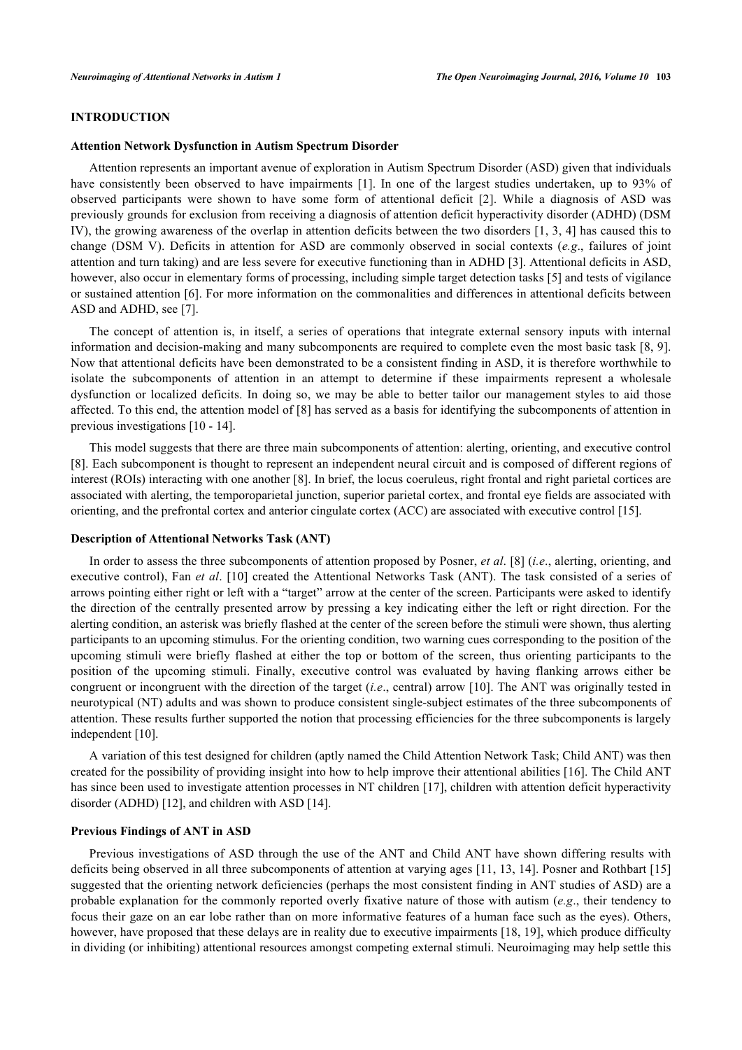## INTRODUCTION

### Attention Network Dysfunction in Autism Spectrum Disorder

Attention represents an important avenue of exploration in Autism Spectrum Disorder (ASD) given that individuals have consistently been observed to have impairments [1]. In one of the largest studies undertaken, up to 93% of observed participants were shown to have some form of attentional deficit [2]. While a diagnosis of ASD was previously grounds for exclusion from receiving a diagnosis of attention deficit hyperactivity disorder (ADHD) (DSM IV), the growing awareness of the overlap in attention deficits between the two disorders [1, 3, 4] has caused this to change (DSM V). Deficits in attention for ASD are commonly observed in social contexts (*e.g*., failures of joint attention and turn taking) and are less severe for executive functioning than in ADHD [3]. Attentional deficits in ASD, however, also occur in elementary forms of processing, including simple target detection tasks [5] and tests of vigilance or sustained attention [6]. For more information on the commonalities and differences in attentional deficits between ASD and ADHD, see [7].

The concept of attention is, in itself, a series of operations that integrate external sensory inputs with internal information and decision-making and many subcomponents are required to complete even the most basic task [8, 9]. Now that attentional deficits have been demonstrated to be a consistent finding in ASD, it is therefore worthwhile to isolate the subcomponents of attention in an attempt to determine if these impairments represent a wholesale dysfunction or localized deficits. In doing so, we may be able to better tailor our management styles to aid those affected. To this end, the attention model of [8] has served as a basis for identifying the subcomponents of attention in previous investigations [10 - 14].

This model suggests that there are three main subcomponents of attention: alerting, orienting, and executive control [8]. Each subcomponent is thought to represent an independent neural circuit and is composed of different regions of interest (ROIs) interacting with one another [8]. In brief, the locus coeruleus, right frontal and right parietal cortices are associated with alerting, the temporoparietal junction, superior parietal cortex, and frontal eye fields are associated with orienting, and the prefrontal cortex and anterior cingulate cortex (ACC) are associated with executive control [15].

### Description of Attentional Networks Task (ANT)

In order to assess the three subcomponents of attention proposed by Posner, *et al*. [8] (*i.e*., alerting, orienting, and executive control), Fan *et al*. [10] created the Attentional Networks Task (ANT). The task consisted of a series of arrows pointing either right or left with a "target" arrow at the center of the screen. Participants were asked to identify the direction of the centrally presented arrow by pressing a key indicating either the left or right direction. For the alerting condition, an asterisk was briefly flashed at the center of the screen before the stimuli were shown, thus alerting participants to an upcoming stimulus. For the orienting condition, two warning cues corresponding to the position of the upcoming stimuli were briefly flashed at either the top or bottom of the screen, thus orienting participants to the position of the upcoming stimuli. Finally, executive control was evaluated by having flanking arrows either be congruent or incongruent with the direction of the target (*i.e*., central) arrow [10]. The ANT was originally tested in neurotypical (NT) adults and was shown to produce consistent single-subject estimates of the three subcomponents of attention. These results further supported the notion that processing efficiencies for the three subcomponents is largely independent [10].

A variation of this test designed for children (aptly named the Child Attention Network Task; Child ANT) was then created for the possibility of providing insight into how to help improve their attentional abilities [16]. The Child ANT has since been used to investigate attention processes in NT children [17], children with attention deficit hyperactivity disorder (ADHD) [12], and children with ASD [14].

### Previous Findings of ANT in ASD

Previous investigations of ASD through the use of the ANT and Child ANT have shown differing results with deficits being observed in all three subcomponents of attention at varying ages [11, 13, 14]. Posner and Rothbart [15] suggested that the orienting network deficiencies (perhaps the most consistent finding in ANT studies of ASD) are a probable explanation for the commonly reported overly fixative nature of those with autism (*e.g*., their tendency to focus their gaze on an ear lobe rather than on more informative features of a human face such as the eyes). Others, however, have proposed that these delays are in reality due to executive impairments [18, 19], which produce difficulty in dividing (or inhibiting) attentional resources amongst competing external stimuli. Neuroimaging may help settle this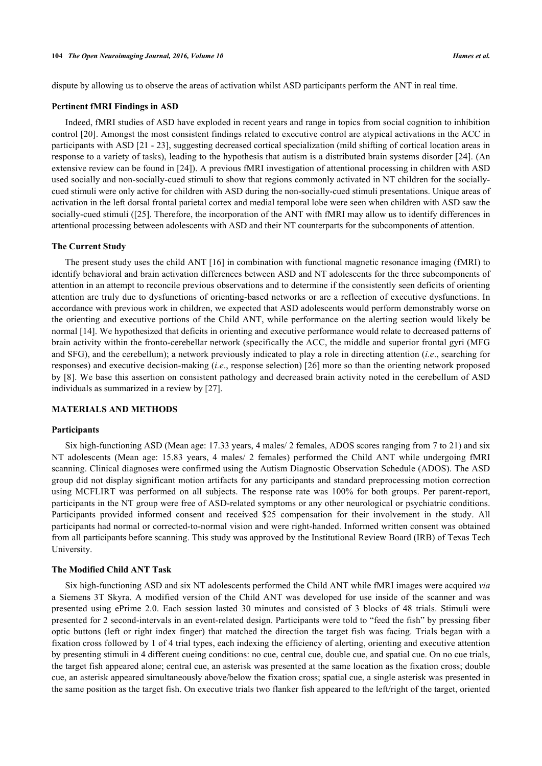dispute by allowing us to observe the areas of activation whilst ASD participants perform the ANT in real time.

### Pertinent fMRI Findings in ASD

Indeed, fMRI studies of ASD have exploded in recent years and range in topics from social cognition to inhibition control [20]. Amongst the most consistent findings related to executive control are atypical activations in the ACC in participants with ASD [21 - 23], suggesting decreased cortical specialization (mild shifting of cortical location areas in response to a variety of tasks), leading to the hypothesis that autism is a distributed brain systems disorder [24]. (An extensive review can be found in [24]). A previous fMRI investigation of attentional processing in children with ASD used socially and non-socially-cued stimuli to show that regions commonly activated in NT children for the socially-cued stimuli were only active for children with ASD during the non-socially-cued stimuli presentations. Unique areas of activation in the left dorsal frontal parietal cortex and medial temporal lobe were seen when children with ASD saw the socially-cued stimuli ([25]. Therefore, the incorporation of the ANT with fMRI may allow us to identify differences in attentional processing between adolescents with ASD and their NT counterparts for the subcomponents of attention.

### The Current Study

The present study uses the child ANT [16] in combination with functional magnetic resonance imaging (fMRI) to identify behavioral and brain activation differences between ASD and NT adolescents for the three subcomponents of attention in an attempt to reconcile previous observations and to determine if the consistently seen deficits of orienting attention are truly due to dysfunctions of orienting-based networks or are a reflection of executive dysfunctions. In accordance with previous work in children, we expected that ASD adolescents would perform demonstrably worse on the orienting and executive portions of the Child ANT, while performance on the alerting section would likely be normal [14]. We hypothesized that deficits in orienting and executive performance would relate to decreased patterns of brain activity within the fronto-cerebellar network (specifically the ACC, the middle and superior frontal gyri (MFG and SFG), and the cerebellum); a network previously indicated to play a role in directing attention (*i.e*., searching for responses) and executive decision-making (*i.e*., response selection) [26] more so than the orienting network proposed by [8]. We base this assertion on consistent pathology and decreased brain activity noted in the cerebellum of ASD individuals as summarized in a review by [27].

## MATERIALS AND METHODS

### Participants

Six high-functioning ASD (Mean age: 17.33 years, 4 males/ 2 females, ADOS scores ranging from 7 to 21) and six NT adolescents (Mean age: 15.83 years, 4 males/ 2 females) performed the Child ANT while undergoing fMRI scanning. Clinical diagnoses were confirmed using the Autism Diagnostic Observation Schedule (ADOS). The ASD group did not display significant motion artifacts for any participants and standard preprocessing motion correction using MCFLIRT was performed on all subjects. The response rate was 100% for both groups. Per parent-report, participants in the NT group were free of ASD-related symptoms or any other neurological or psychiatric conditions. Participants provided informed consent and received $25 compensation for their involvement in the study. All participants had normal or corrected-to-normal vision and were right-handed. Informed written consent was obtained from all participants before scanning. This study was approved by the Institutional Review Board (IRB) of Texas Tech University.

### The Modified Child ANT Task

Six high-functioning ASD and six NT adolescents performed the Child ANT while fMRI images were acquired *via* a Siemens 3T Skyra. A modified version of the Child ANT was developed for use inside of the scanner and was presented using ePrime 2.0. Each session lasted 30 minutes and consisted of 3 blocks of 48 trials. Stimuli were presented for 2 second-intervals in an event-related design. Participants were told to "feed the fish" by pressing fiber optic buttons (left or right index finger) that matched the direction the target fish was facing. Trials began with a fixation cross followed by 1 of 4 trial types, each indexing the efficiency of alerting, orienting and executive attention by presenting stimuli in 4 different cueing conditions: no cue, central cue, double cue, and spatial cue. On no cue trials, the target fish appeared alone; central cue, an asterisk was presented at the same location as the fixation cross; double cue, an asterisk appeared simultaneously above/below the fixation cross; spatial cue, a single asterisk was presented in the same position as the target fish. On executive trials two flanker fish appeared to the left/right of the target, oriented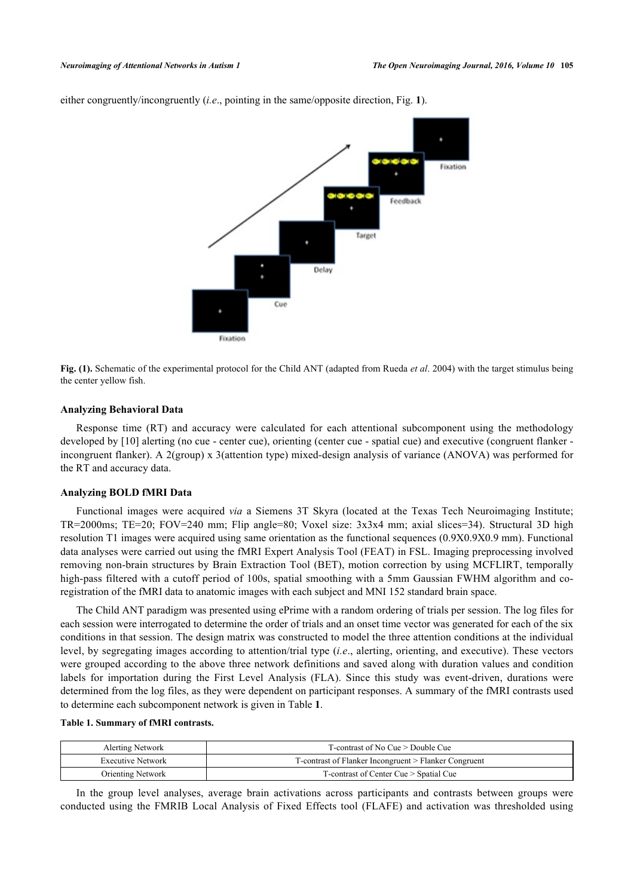either congruently/incongruently (*i.e*., pointing in the same/opposite direction, Fig. **1**).

**Fig. (1).** Schematic of the experimental protocol for the Child ANT (adapted from Rueda *et al*. 2004) with the target stimulus being the center yellow fish.

### Analyzing Behavioral Data

Response time (RT) and accuracy were calculated for each attentional subcomponent using the methodology developed by [10] alerting (no cue - center cue), orienting (center cue - spatial cue) and executive (congruent flanker - incongruent flanker). A 2(group) x 3(attention type) mixed-design analysis of variance (ANOVA) was performed for the RT and accuracy data.

### Analyzing BOLD fMRI Data

Functional images were acquired *via* a Siemens 3T Skyra (located at the Texas Tech Neuroimaging Institute; TR=2000ms; TE=20; FOV=240 mm; Flip angle=80; Voxel size: 3x3x4 mm; axial slices=34). Structural 3D high resolution T1 images were acquired using same orientation as the functional sequences (0.9X0.9X0.9 mm). Functional data analyses were carried out using the fMRI Expert Analysis Tool (FEAT) in FSL. Imaging preprocessing involved removing non-brain structures by Brain Extraction Tool (BET), motion correction by using MCFLIRT, temporally high-pass filtered with a cutoff period of 100s, spatial smoothing with a 5mm Gaussian FWHM algorithm and co-registration of the fMRI data to anatomic images with each subject and MNI 152 standard brain space.

The Child ANT paradigm was presented using ePrime with a random ordering of trials per session. The log files for each session were interrogated to determine the order of trials and an onset time vector was generated for each of the six conditions in that session. The design matrix was constructed to model the three attention conditions at the individual level, by segregating images according to attention/trial type (*i.e*., alerting, orienting, and executive). These vectors were grouped according to the above three network definitions and saved along with duration values and condition labels for importation during the First Level Analysis (FLA). Since this study was event-driven, durations were determined from the log files, as they were dependent on participant responses. A summary of the fMRI contrasts used to determine each subcomponent network is given in Table **1**.

**Table 1. Summary of fMRI contrasts.**

| | |
|---|---|
| Alerting Network | T-contrast of No Cue > Double Cue |
| Executive Network | T-contrast of Flanker Incongruent > Flanker Congruent |
| Orienting Network | T-contrast of Center Cue > Spatial Cue |

In the group level analyses, average brain activations across participants and contrasts between groups were conducted using the FMRIB Local Analysis of Fixed Effects tool (FLAFE) and activation was thresholded using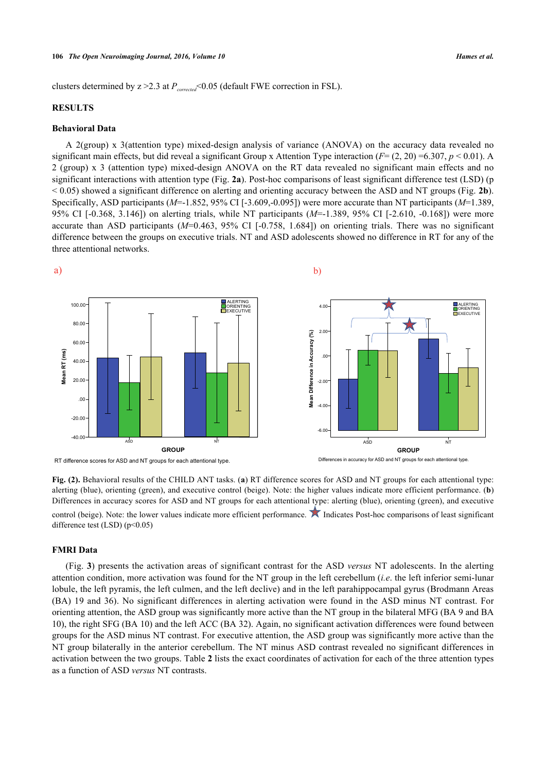clusters determined by z >2.3 at $P_{corrected}$<0.05 (default FWE correction in FSL).

## RESULTS

### Behavioral Data

A 2(group) x 3(attention type) mixed-design analysis of variance (ANOVA) on the accuracy data revealed no significant main effects, but did reveal a significant Group x Attention Type interaction ($F$= (2, 20) =6.307, $p$ < 0.01). A 2 (group) x 3 (attention type) mixed-design ANOVA on the RT data revealed no significant main effects and no significant interactions with attention type (Fig. **2a**). Post-hoc comparisons of least significant difference test (LSD) (p < 0.05) showed a significant difference on alerting and orienting accuracy between the ASD and NT groups (Fig. **2b**). Specifically, ASD participants ($M$=-1.852, 95% CI [-3.609,-0.095]) were more accurate than NT participants ($M$=1.389, 95% CI [-0.368, 3.146]) on alerting trials, while NT participants ($M$=-1.389, 95% CI [-2.610, -0.168]) were more accurate than ASD participants ($M$=0.463, 95% CI [-0.758, 1.684]) on orienting trials. There was no significant difference between the groups on executive trials. NT and ASD adolescents showed no difference in RT for any of the three attentional networks.

a)

RT difference scores for ASD and NT groups for each attentional type.

b)

Differences in accuracy for ASD and NT groups for each attentional type.

**Fig. (2).** Behavioral results of the CHILD ANT tasks. (**a**) RT difference scores for ASD and NT groups for each attentional type: alerting (blue), orienting (green), and executive control (beige). Note: the higher values indicate more efficient performance. (**b**) Differences in accuracy scores for ASD and NT groups for each attentional type: alerting (blue), orienting (green), and executive control (beige). Note: the lower values indicate more efficient performance. ★ Indicates Post-hoc comparisons of least significant difference test (LSD) (p<0.05)

### FMRI Data

(Fig. **3**) presents the activation areas of significant contrast for the ASD *versus* NT adolescents. In the alerting attention condition, more activation was found for the NT group in the left cerebellum (*i.e*. the left inferior semi-lunar lobule, the left pyramis, the left culmen, and the left declive) and in the left parahippocampal gyrus (Brodmann Areas (BA) 19 and 36). No significant differences in alerting activation were found in the ASD minus NT contrast. For orienting attention, the ASD group was significantly more active than the NT group in the bilateral MFG (BA 9 and BA 10), the right SFG (BA 10) and the left ACC (BA 32). Again, no significant activation differences were found between groups for the ASD minus NT contrast. For executive attention, the ASD group was significantly more active than the NT group bilaterally in the anterior cerebellum. The NT minus ASD contrast revealed no significant differences in activation between the two groups. Table **2** lists the exact coordinates of activation for each of the three attention types as a function of ASD *versus* NT contrasts.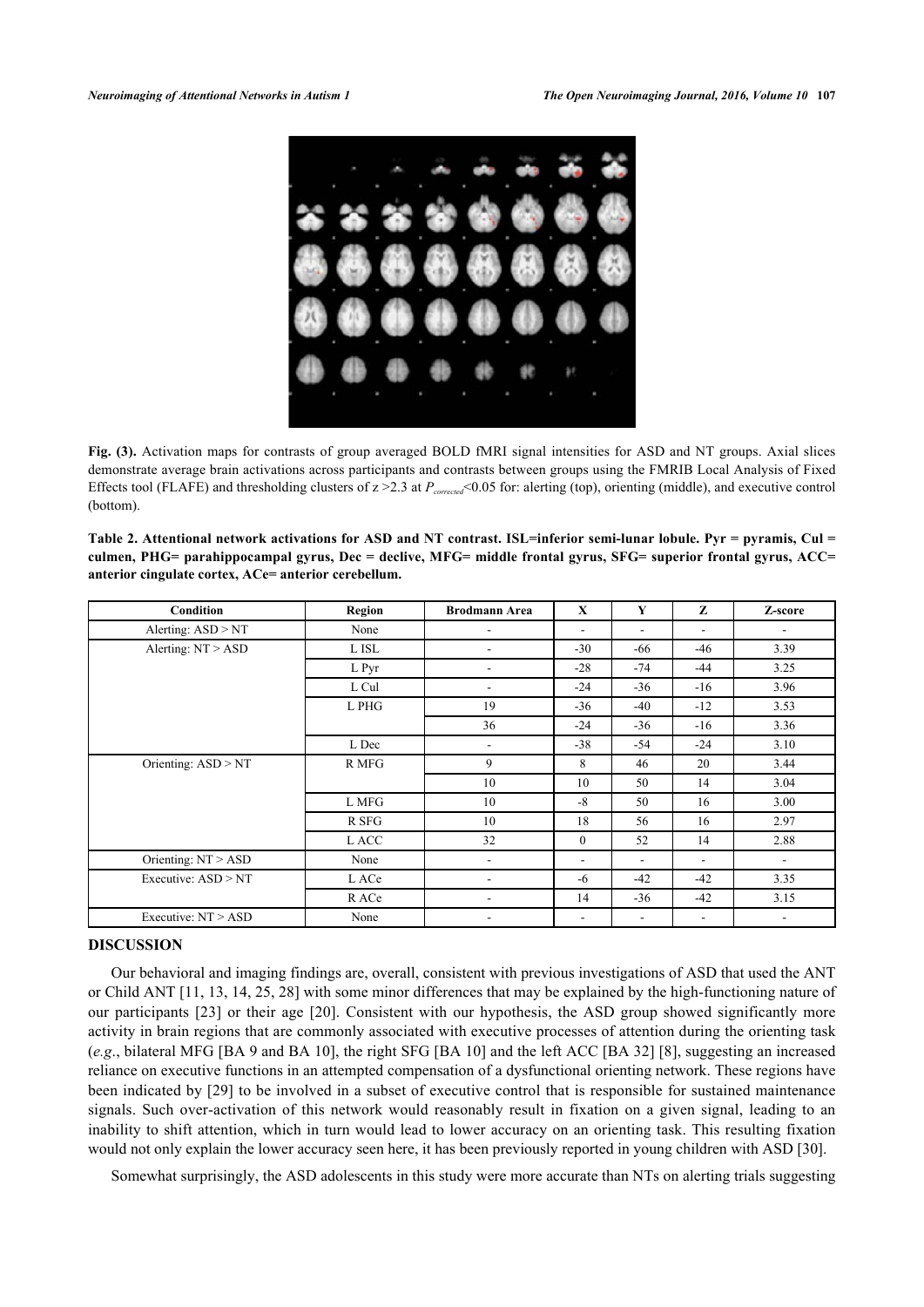**Fig. (3).** Activation maps for contrasts of group averaged BOLD fMRI signal intensities for ASD and NT groups. Axial slices demonstrate average brain activations across participants and contrasts between groups using the FMRIB Local Analysis of Fixed Effects tool (FLAFE) and thresholding clusters of z >2.3 at $P_{corrected}$<0.05 for: alerting (top), orienting (middle), and executive control (bottom).

**Table 2. Attentional network activations for ASD and NT contrast. ISL=inferior semi-lunar lobule. Pyr = pyramis, Cul = culmen, PHG= parahippocampal gyrus, Dec = declive, MFG= middle frontal gyrus, SFG= superior frontal gyrus, ACC= anterior cingulate cortex, ACe= anterior cerebellum.**

| Condition | Region | Brodmann Area | X | Y | Z | Z-score |
|---|---|---|---|---|---|---|
| Alerting: ASD > NT | None | - | - | - | - | - |
| Alerting: NT > ASD | L ISL | - | -30 | -66 | -46 | 3.39 |
| | L Pyr | - | -28 | -74 | -44 | 3.25 |
| | L Cul | - | -24 | -36 | -16 | 3.96 |
| | L PHG | 19 | -36 | -40 | -12 | 3.53 |
| | | 36 | -24 | -36 | -16 | 3.36 |
| | L Dec | - | -38 | -54 | -24 | 3.10 |
| Orienting: ASD > NT | R MFG | 9 | 8 | 46 | 20 | 3.44 |
| | | 10 | 10 | 50 | 14 | 3.04 |
| | L MFG | 10 | -8 | 50 | 16 | 3.00 |
| | R SFG | 10 | 18 | 56 | 16 | 2.97 |
| | L ACC | 32 | 0 | 52 | 14 | 2.88 |
| Orienting: NT > ASD | None | - | - | - | - | - |
| Executive: ASD > NT | L ACe | - | -6 | -42 | -42 | 3.35 |
| | R ACe | - | 14 | -36 | -42 | 3.15 |
| Executive: NT > ASD | None | - | - | - | - | - |

## DISCUSSION

Our behavioral and imaging findings are, overall, consistent with previous investigations of ASD that used the ANT or Child ANT [11, 13, 14, 25, 28] with some minor differences that may be explained by the high-functioning nature of our participants [23] or their age [20]. Consistent with our hypothesis, the ASD group showed significantly more activity in brain regions that are commonly associated with executive processes of attention during the orienting task (*e.g*., bilateral MFG [BA 9 and BA 10], the right SFG [BA 10] and the left ACC [BA 32] [8], suggesting an increased reliance on executive functions in an attempted compensation of a dysfunctional orienting network. These regions have been indicated by [29] to be involved in a subset of executive control that is responsible for sustained maintenance signals. Such over-activation of this network would reasonably result in fixation on a given signal, leading to an inability to shift attention, which in turn would lead to lower accuracy on an orienting task. This resulting fixation would not only explain the lower accuracy seen here, it has been previously reported in young children with ASD [30].

Somewhat surprisingly, the ASD adolescents in this study were more accurate than NTs on alerting trials suggesting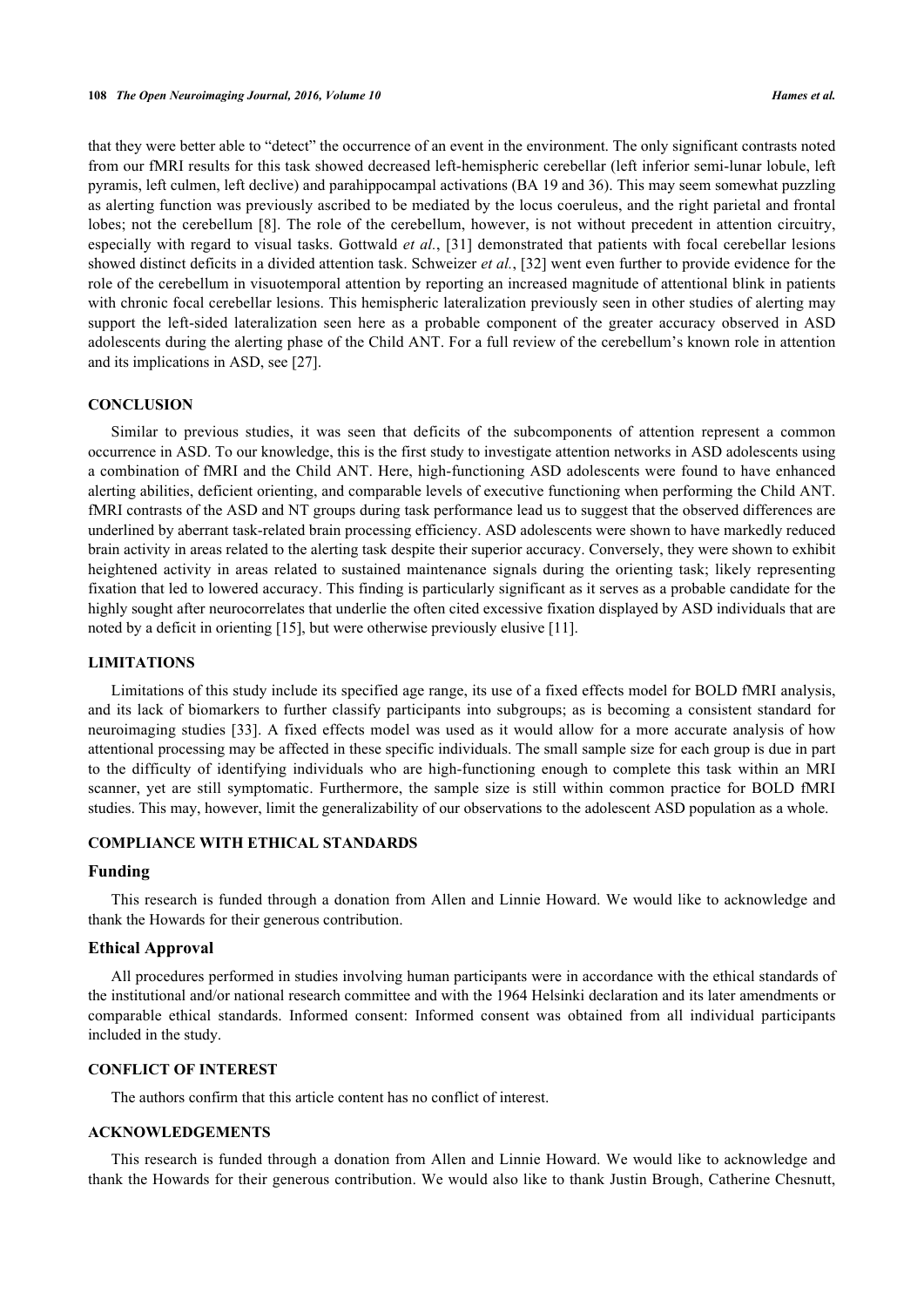that they were better able to "detect" the occurrence of an event in the environment. The only significant contrasts noted from our fMRI results for this task showed decreased left-hemispheric cerebellar (left inferior semi-lunar lobule, left pyramis, left culmen, left declive) and parahippocampal activations (BA 19 and 36). This may seem somewhat puzzling as alerting function was previously ascribed to be mediated by the locus coeruleus, and the right parietal and frontal lobes; not the cerebellum [8]. The role of the cerebellum, however, is not without precedent in attention circuitry, especially with regard to visual tasks. Gottwald *et al.*, [31] demonstrated that patients with focal cerebellar lesions showed distinct deficits in a divided attention task. Schweizer *et al.*, [32] went even further to provide evidence for the role of the cerebellum in visuotemporal attention by reporting an increased magnitude of attentional blink in patients with chronic focal cerebellar lesions. This hemispheric lateralization previously seen in other studies of alerting may support the left-sided lateralization seen here as a probable component of the greater accuracy observed in ASD adolescents during the alerting phase of the Child ANT. For a full review of the cerebellum's known role in attention and its implications in ASD, see [27].

## CONCLUSION

Similar to previous studies, it was seen that deficits of the subcomponents of attention represent a common occurrence in ASD. To our knowledge, this is the first study to investigate attention networks in ASD adolescents using a combination of fMRI and the Child ANT. Here, high-functioning ASD adolescents were found to have enhanced alerting abilities, deficient orienting, and comparable levels of executive functioning when performing the Child ANT. fMRI contrasts of the ASD and NT groups during task performance lead us to suggest that the observed differences are underlined by aberrant task-related brain processing efficiency. ASD adolescents were shown to have markedly reduced brain activity in areas related to the alerting task despite their superior accuracy. Conversely, they were shown to exhibit heightened activity in areas related to sustained maintenance signals during the orienting task; likely representing fixation that led to lowered accuracy. This finding is particularly significant as it serves as a probable candidate for the highly sought after neurocorrelates that underlie the often cited excessive fixation displayed by ASD individuals that are noted by a deficit in orienting [15], but were otherwise previously elusive [11].

## LIMITATIONS

Limitations of this study include its specified age range, its use of a fixed effects model for BOLD fMRI analysis, and its lack of biomarkers to further classify participants into subgroups; as is becoming a consistent standard for neuroimaging studies [33]. A fixed effects model was used as it would allow for a more accurate analysis of how attentional processing may be affected in these specific individuals. The small sample size for each group is due in part to the difficulty of identifying individuals who are high-functioning enough to complete this task within an MRI scanner, yet are still symptomatic. Furthermore, the sample size is still within common practice for BOLD fMRI studies. This may, however, limit the generalizability of our observations to the adolescent ASD population as a whole.

## COMPLIANCE WITH ETHICAL STANDARDS

### Funding

This research is funded through a donation from Allen and Linnie Howard. We would like to acknowledge and thank the Howards for their generous contribution.

### Ethical Approval

All procedures performed in studies involving human participants were in accordance with the ethical standards of the institutional and/or national research committee and with the 1964 Helsinki declaration and its later amendments or comparable ethical standards. Informed consent: Informed consent was obtained from all individual participants included in the study.

## CONFLICT OF INTEREST

The authors confirm that this article content has no conflict of interest.

## ACKNOWLEDGEMENTS

This research is funded through a donation from Allen and Linnie Howard. We would like to acknowledge and thank the Howards for their generous contribution. We would also like to thank Justin Brough, Catherine Chesnutt,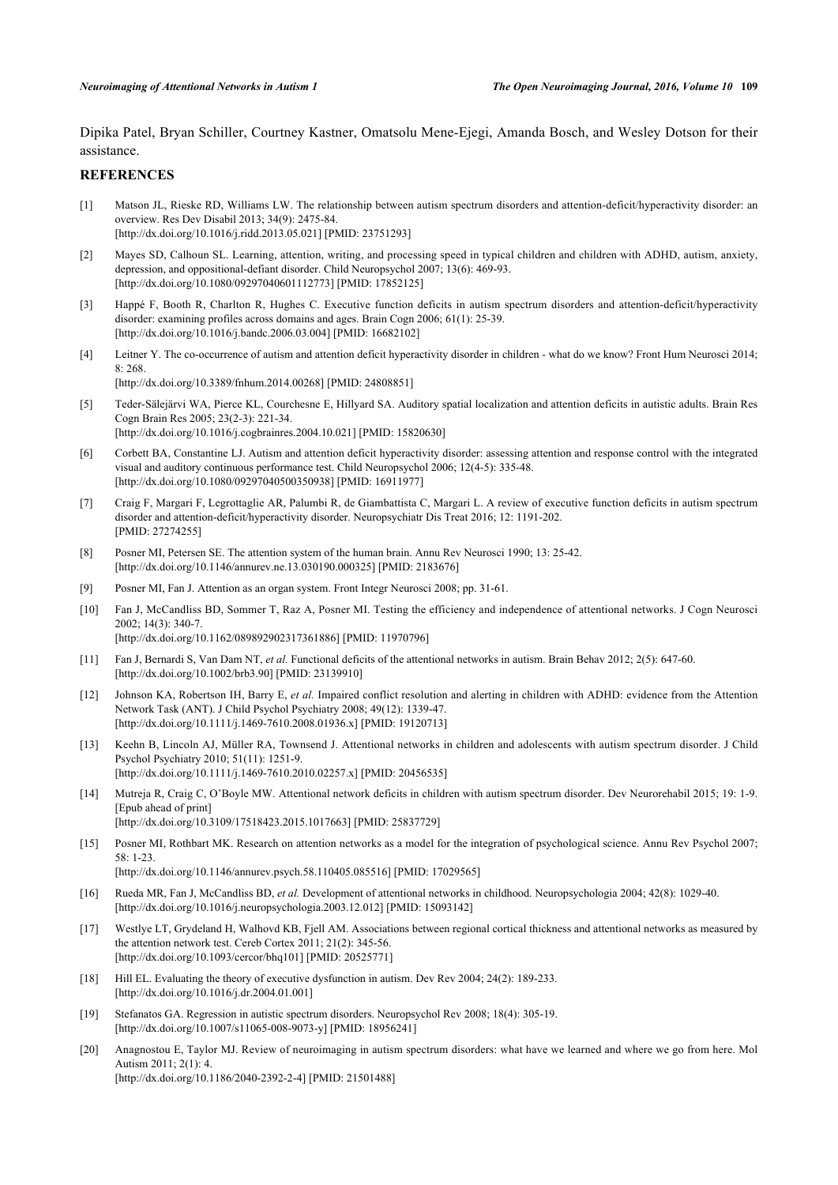Dipika Patel, Bryan Schiller, Courtney Kastner, Omatsolu Mene-Ejegi, Amanda Bosch, and Wesley Dotson for their assistance.

## REFERENCES

[1] Matson JL, Rieske RD, Williams LW. The relationship between autism spectrum disorders and attention-deficit/hyperactivity disorder: an overview. Res Dev Disabil 2013; 34(9): 2475-84. [http://dx.doi.org/10.1016/j.ridd.2013.05.021] [PMID: 23751293]

[2] Mayes SD, Calhoun SL. Learning, attention, writing, and processing speed in typical children and children with ADHD, autism, anxiety, depression, and oppositional-defiant disorder. Child Neuropsychol 2007; 13(6): 469-93. [http://dx.doi.org/10.1080/09297040601112773] [PMID: 17852125]

[3] Happé F, Booth R, Charlton R, Hughes C. Executive function deficits in autism spectrum disorders and attention-deficit/hyperactivity disorder: examining profiles across domains and ages. Brain Cogn 2006; 61(1): 25-39. [http://dx.doi.org/10.1016/j.bandc.2006.03.004] [PMID: 16682102]

[4] Leitner Y. The co-occurrence of autism and attention deficit hyperactivity disorder in children - what do we know? Front Hum Neurosci 2014; 8: 268. [http://dx.doi.org/10.3389/fnhum.2014.00268] [PMID: 24808851]

[5] Teder-Sälejärvi WA, Pierce KL, Courchesne E, Hillyard SA. Auditory spatial localization and attention deficits in autistic adults. Brain Res Cogn Brain Res 2005; 23(2-3): 221-34. [http://dx.doi.org/10.1016/j.cogbrainres.2004.10.021] [PMID: 15820630]

[6] Corbett BA, Constantine LJ. Autism and attention deficit hyperactivity disorder: assessing attention and response control with the integrated visual and auditory continuous performance test. Child Neuropsychol 2006; 12(4-5): 335-48. [http://dx.doi.org/10.1080/09297040500350938] [PMID: 16911977]

[7] Craig F, Margari F, Legrottaglie AR, Palumbi R, de Giambattista C, Margari L. A review of executive function deficits in autism spectrum disorder and attention-deficit/hyperactivity disorder. Neuropsychiatr Dis Treat 2016; 12: 1191-202. [PMID: 27274255]

[8] Posner MI, Petersen SE. The attention system of the human brain. Annu Rev Neurosci 1990; 13: 25-42. [http://dx.doi.org/10.1146/annurev.ne.13.030190.000325] [PMID: 2183676]

[9] Posner MI, Fan J. Attention as an organ system. Front Integr Neurosci 2008; pp. 31-61.

[10] Fan J, McCandliss BD, Sommer T, Raz A, Posner MI. Testing the efficiency and independence of attentional networks. J Cogn Neurosci 2002; 14(3): 340-7. [http://dx.doi.org/10.1162/089892902317361886] [PMID: 11970796]

[11] Fan J, Bernardi S, Van Dam NT, *et al.* Functional deficits of the attentional networks in autism. Brain Behav 2012; 2(5): 647-60. [http://dx.doi.org/10.1002/brb3.90] [PMID: 23139910]

[12] Johnson KA, Robertson IH, Barry E, *et al.* Impaired conflict resolution and alerting in children with ADHD: evidence from the Attention Network Task (ANT). J Child Psychol Psychiatry 2008; 49(12): 1339-47. [http://dx.doi.org/10.1111/j.1469-7610.2008.01936.x] [PMID: 19120713]

[13] Keehn B, Lincoln AJ, Müller RA, Townsend J. Attentional networks in children and adolescents with autism spectrum disorder. J Child Psychol Psychiatry 2010; 51(11): 1251-9. [http://dx.doi.org/10.1111/j.1469-7610.2010.02257.x] [PMID: 20456535]

[14] Mutreja R, Craig C, O'Boyle MW. Attentional network deficits in children with autism spectrum disorder. Dev Neurorehabil 2015; 19: 1-9. [Epub ahead of print] [http://dx.doi.org/10.3109/17518423.2015.1017663] [PMID: 25837729]

[15] Posner MI, Rothbart MK. Research on attention networks as a model for the integration of psychological science. Annu Rev Psychol 2007; 58: 1-23. [http://dx.doi.org/10.1146/annurev.psych.58.110405.085516] [PMID: 17029565]

[16] Rueda MR, Fan J, McCandliss BD, *et al.* Development of attentional networks in childhood. Neuropsychologia 2004; 42(8): 1029-40. [http://dx.doi.org/10.1016/j.neuropsychologia.2003.12.012] [PMID: 15093142]

[17] Westlye LT, Grydeland H, Walhovd KB, Fjell AM. Associations between regional cortical thickness and attentional networks as measured by the attention network test. Cereb Cortex 2011; 21(2): 345-56. [http://dx.doi.org/10.1093/cercor/bhq101] [PMID: 20525771]

[18] Hill EL. Evaluating the theory of executive dysfunction in autism. Dev Rev 2004; 24(2): 189-233. [http://dx.doi.org/10.1016/j.dr.2004.01.001]

[19] Stefanatos GA. Regression in autistic spectrum disorders. Neuropsychol Rev 2008; 18(4): 305-19. [http://dx.doi.org/10.1007/s11065-008-9073-y] [PMID: 18956241]

[20] Anagnostou E, Taylor MJ. Review of neuroimaging in autism spectrum disorders: what have we learned and where we go from here. Mol Autism 2011; 2(1): 4. [http://dx.doi.org/10.1186/2040-2392-2-4] [PMID: 21501488]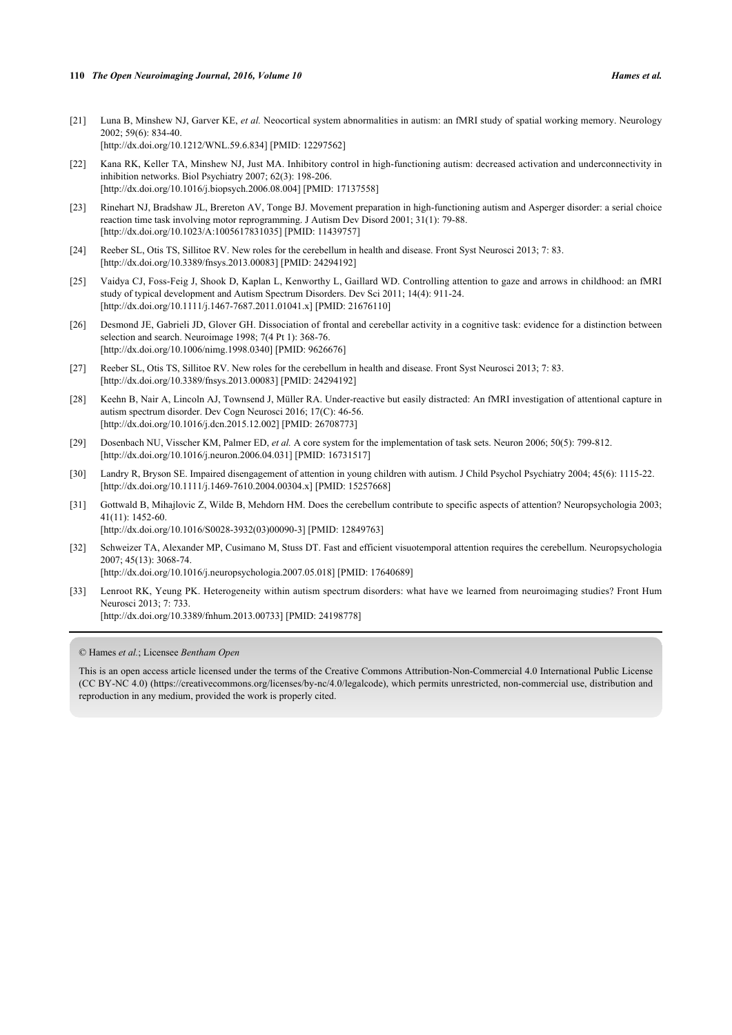[21] Luna B, Minshew NJ, Garver KE, *et al.* Neocortical system abnormalities in autism: an fMRI study of spatial working memory. Neurology 2002; 59(6): 834-40.
[http://dx.doi.org/10.1212/WNL.59.6.834] [PMID: 12297562]

[22] Kana RK, Keller TA, Minshew NJ, Just MA. Inhibitory control in high-functioning autism: decreased activation and underconnectivity in inhibition networks. Biol Psychiatry 2007; 62(3): 198-206.
[http://dx.doi.org/10.1016/j.biopsych.2006.08.004] [PMID: 17137558]

[23] Rinehart NJ, Bradshaw JL, Brereton AV, Tonge BJ. Movement preparation in high-functioning autism and Asperger disorder: a serial choice reaction time task involving motor reprogramming. J Autism Dev Disord 2001; 31(1): 79-88.
[http://dx.doi.org/10.1023/A:1005617831035] [PMID: 11439757]

[24] Reeber SL, Otis TS, Sillitoe RV. New roles for the cerebellum in health and disease. Front Syst Neurosci 2013; 7: 83.
[http://dx.doi.org/10.3389/fnsys.2013.00083] [PMID: 24294192]

[25] Vaidya CJ, Foss-Feig J, Shook D, Kaplan L, Kenworthy L, Gaillard WD. Controlling attention to gaze and arrows in childhood: an fMRI study of typical development and Autism Spectrum Disorders. Dev Sci 2011; 14(4): 911-24.
[http://dx.doi.org/10.1111/j.1467-7687.2011.01041.x] [PMID: 21676110]

[26] Desmond JE, Gabrieli JD, Glover GH. Dissociation of frontal and cerebellar activity in a cognitive task: evidence for a distinction between selection and search. Neuroimage 1998; 7(4 Pt 1): 368-76.
[http://dx.doi.org/10.1006/nimg.1998.0340] [PMID: 9626676]

[27] Reeber SL, Otis TS, Sillitoe RV. New roles for the cerebellum in health and disease. Front Syst Neurosci 2013; 7: 83.
[http://dx.doi.org/10.3389/fnsys.2013.00083] [PMID: 24294192]

[28] Keehn B, Nair A, Lincoln AJ, Townsend J, Müller RA. Under-reactive but easily distracted: An fMRI investigation of attentional capture in autism spectrum disorder. Dev Cogn Neurosci 2016; 17(C): 46-56.
[http://dx.doi.org/10.1016/j.dcn.2015.12.002] [PMID: 26708773]

[29] Dosenbach NU, Visscher KM, Palmer ED, *et al.* A core system for the implementation of task sets. Neuron 2006; 50(5): 799-812.
[http://dx.doi.org/10.1016/j.neuron.2006.04.031] [PMID: 16731517]

[30] Landry R, Bryson SE. Impaired disengagement of attention in young children with autism. J Child Psychol Psychiatry 2004; 45(6): 1115-22.
[http://dx.doi.org/10.1111/j.1469-7610.2004.00304.x] [PMID: 15257668]

[31] Gottwald B, Mihajlovic Z, Wilde B, Mehdorn HM. Does the cerebellum contribute to specific aspects of attention? Neuropsychologia 2003; 41(11): 1452-60.
[http://dx.doi.org/10.1016/S0028-3932(03)00090-3] [PMID: 12849763]

[32] Schweizer TA, Alexander MP, Cusimano M, Stuss DT. Fast and efficient visuotemporal attention requires the cerebellum. Neuropsychologia 2007; 45(13): 3068-74.
[http://dx.doi.org/10.1016/j.neuropsychologia.2007.05.018] [PMID: 17640689]

[33] Lenroot RK, Yeung PK. Heterogeneity within autism spectrum disorders: what have we learned from neuroimaging studies? Front Hum Neurosci 2013; 7: 733.
[http://dx.doi.org/10.3389/fnhum.2013.00733] [PMID: 24198778]

© Hames *et al.*; Licensee *Bentham Open*

This is an open access article licensed under the terms of the Creative Commons Attribution-Non-Commercial 4.0 International Public License (CC BY-NC 4.0) (https://creativecommons.org/licenses/by-nc/4.0/legalcode), which permits unrestricted, non-commercial use, distribution and reproduction in any medium, provided the work is properly cited.